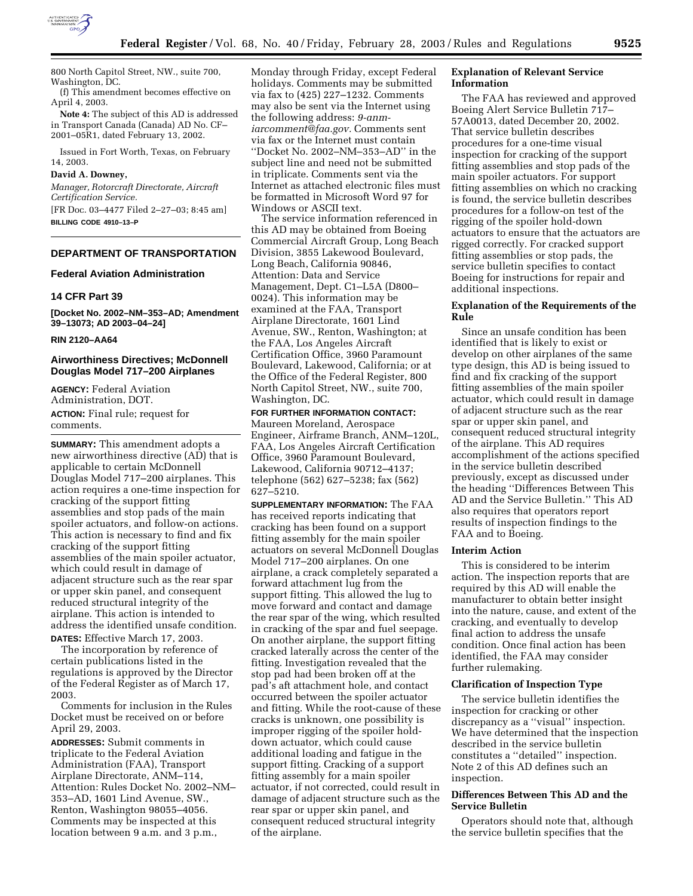800 North Capitol Street, NW., suite 700, Washington, DC.

(f) This amendment becomes effective on April 4, 2003.

**Note 4:** The subject of this AD is addressed in Transport Canada (Canada) AD No. CF–2001–05R1, dated February 13, 2002.

Issued in Fort Worth, Texas, on February 14, 2003.

**David A. Downey,**

*Manager, Rotorcraft Directorate, Aircraft Certification Service.*

[FR Doc. 03–4477 Filed 2–27–03; 8:45 am]

**BILLING CODE 4910–13–P**

---

## DEPARTMENT OF TRANSPORTATION

### Federal Aviation Administration

### 14 CFR Part 39

**[Docket No. 2002–NM–353–AD; Amendment 39–13073; AD 2003–04–24]**

**RIN 2120–AA64**

### Airworthiness Directives; McDonnell Douglas Model 717–200 Airplanes

**AGENCY:** Federal Aviation Administration, DOT.

**ACTION:** Final rule; request for comments.

**SUMMARY:** This amendment adopts a new airworthiness directive (AD) that is applicable to certain McDonnell Douglas Model 717–200 airplanes. This action requires a one-time inspection for cracking of the support fitting assemblies and stop pads of the main spoiler actuators, and follow-on actions. This action is necessary to find and fix cracking of the support fitting assemblies of the main spoiler actuator, which could result in damage of adjacent structure such as the rear spar or upper skin panel, and consequent reduced structural integrity of the airplane. This action is intended to address the identified unsafe condition.

**DATES:** Effective March 17, 2003.

The incorporation by reference of certain publications listed in the regulations is approved by the Director of the Federal Register as of March 17, 2003.

Comments for inclusion in the Rules Docket must be received on or before April 29, 2003.

**ADDRESSES:** Submit comments in triplicate to the Federal Aviation Administration (FAA), Transport Airplane Directorate, ANM–114, Attention: Rules Docket No. 2002–NM–353–AD, 1601 Lind Avenue, SW., Renton, Washington 98055–4056. Comments may be inspected at this location between 9 a.m. and 3 p.m., Monday through Friday, except Federal holidays. Comments may be submitted via fax to (425) 227–1232. Comments may also be sent via the Internet using the following address: *9-anm-iarcomment@faa.gov*. Comments sent via fax or the Internet must contain "Docket No. 2002–NM–353–AD" in the subject line and need not be submitted in triplicate. Comments sent via the Internet as attached electronic files must be formatted in Microsoft Word 97 for Windows or ASCII text.

The service information referenced in this AD may be obtained from Boeing Commercial Aircraft Group, Long Beach Division, 3855 Lakewood Boulevard, Long Beach, California 90846, Attention: Data and Service Management, Dept. C1–L5A (D800–0024). This information may be examined at the FAA, Transport Airplane Directorate, 1601 Lind Avenue, SW., Renton, Washington; at the FAA, Los Angeles Aircraft Certification Office, 3960 Paramount Boulevard, Lakewood, California; or at the Office of the Federal Register, 800 North Capitol Street, NW., suite 700, Washington, DC.

**FOR FURTHER INFORMATION CONTACT:** Maureen Moreland, Aerospace Engineer, Airframe Branch, ANM–120L, FAA, Los Angeles Aircraft Certification Office, 3960 Paramount Boulevard, Lakewood, California 90712–4137; telephone (562) 627–5238; fax (562) 627–5210.

**SUPPLEMENTARY INFORMATION:** The FAA has received reports indicating that cracking has been found on a support fitting assembly for the main spoiler actuators on several McDonnell Douglas Model 717–200 airplanes. On one airplane, a crack completely separated a forward attachment lug from the support fitting. This allowed the lug to move forward and contact and damage the rear spar of the wing, which resulted in cracking of the spar and fuel seepage. On another airplane, the support fitting cracked laterally across the center of the fitting. Investigation revealed that the stop pad had been broken off at the pad's aft attachment hole, and contact occurred between the spoiler actuator and fitting. While the root-cause of these cracks is unknown, one possibility is improper rigging of the spoiler hold-down actuator, which could cause additional loading and fatigue in the support fitting. Cracking of a support fitting assembly for a main spoiler actuator, if not corrected, could result in damage of adjacent structure such as the rear spar or upper skin panel, and consequent reduced structural integrity of the airplane.

#### Explanation of Relevant Service Information

The FAA has reviewed and approved Boeing Alert Service Bulletin 717–57A0013, dated December 20, 2002. That service bulletin describes procedures for a one-time visual inspection for cracking of the support fitting assemblies and stop pads of the main spoiler actuators. For support fitting assemblies on which no cracking is found, the service bulletin describes procedures for a follow-on test of the rigging of the spoiler hold-down actuators to ensure that the actuators are rigged correctly. For cracked support fitting assemblies or stop pads, the service bulletin specifies to contact Boeing for instructions for repair and additional inspections.

#### Explanation of the Requirements of the Rule

Since an unsafe condition has been identified that is likely to exist or develop on other airplanes of the same type design, this AD is being issued to find and fix cracking of the support fitting assemblies of the main spoiler actuator, which could result in damage of adjacent structure such as the rear spar or upper skin panel, and consequent reduced structural integrity of the airplane. This AD requires accomplishment of the actions specified in the service bulletin described previously, except as discussed under the heading "Differences Between This AD and the Service Bulletin." This AD also requires that operators report results of inspection findings to the FAA and to Boeing.

#### Interim Action

This is considered to be interim action. The inspection reports that are required by this AD will enable the manufacturer to obtain better insight into the nature, cause, and extent of the cracking, and eventually to develop final action to address the unsafe condition. Once final action has been identified, the FAA may consider further rulemaking.

#### Clarification of Inspection Type

The service bulletin identifies the inspection for cracking or other discrepancy as a "visual" inspection. We have determined that the inspection described in the service bulletin constitutes a "detailed" inspection. Note 2 of this AD defines such an inspection.

#### Differences Between This AD and the Service Bulletin

Operators should note that, although the service bulletin specifies that the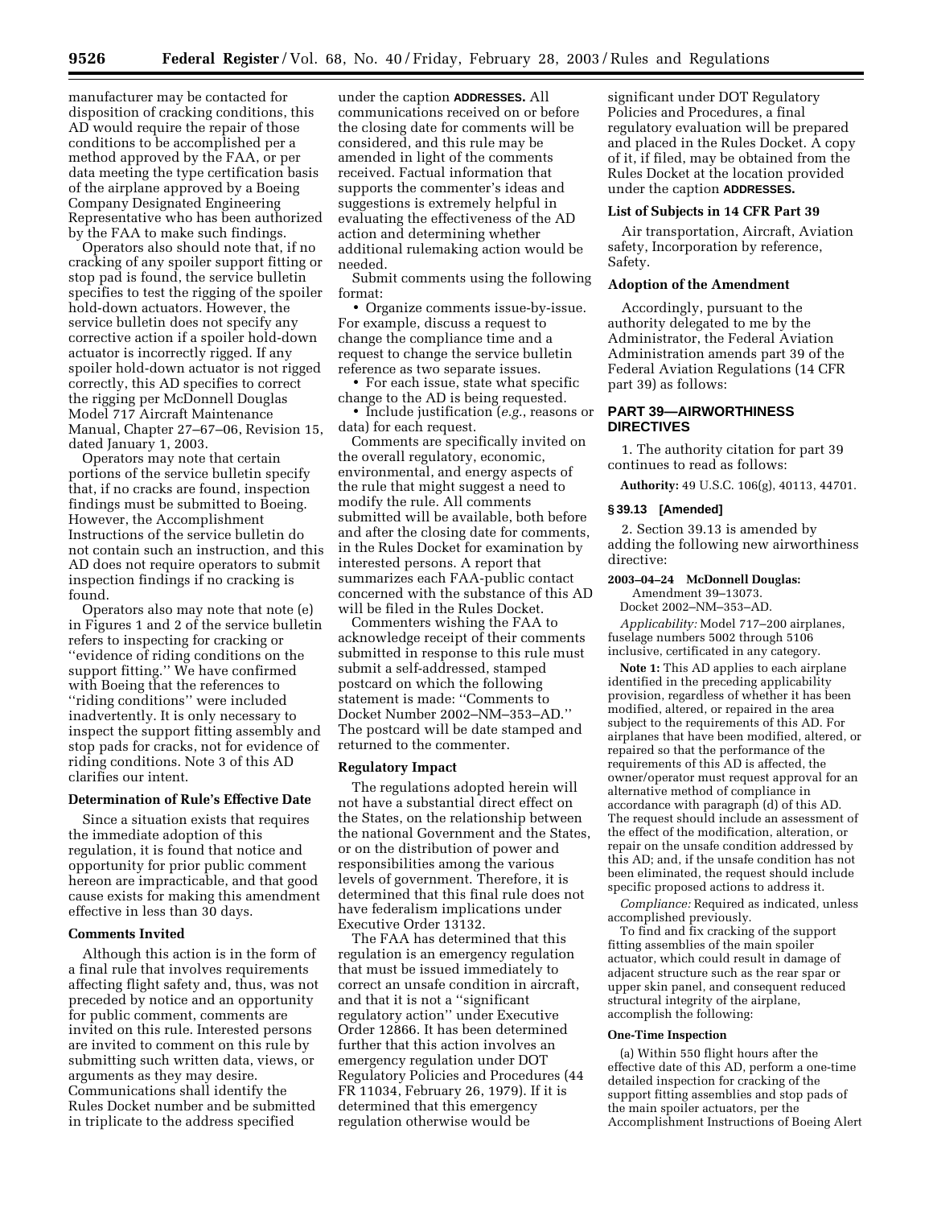manufacturer may be contacted for disposition of cracking conditions, this AD would require the repair of those conditions to be accomplished per a method approved by the FAA, or per data meeting the type certification basis of the airplane approved by a Boeing Company Designated Engineering Representative who has been authorized by the FAA to make such findings.

Operators also should note that, if no cracking of any spoiler support fitting or stop pad is found, the service bulletin specifies to test the rigging of the spoiler hold-down actuators. However, the service bulletin does not specify any corrective action if a spoiler hold-down actuator is incorrectly rigged. If any spoiler hold-down actuator is not rigged correctly, this AD specifies to correct the rigging per McDonnell Douglas Model 717 Aircraft Maintenance Manual, Chapter 27–67–06, Revision 15, dated January 1, 2003.

Operators may note that certain portions of the service bulletin specify that, if no cracks are found, inspection findings must be submitted to Boeing. However, the Accomplishment Instructions of the service bulletin do not contain such an instruction, and this AD does not require operators to submit inspection findings if no cracking is found.

Operators also may note that note (e) in Figures 1 and 2 of the service bulletin refers to inspecting for cracking or ''evidence of riding conditions on the support fitting.'' We have confirmed with Boeing that the references to ''riding conditions'' were included inadvertently. It is only necessary to inspect the support fitting assembly and stop pads for cracks, not for evidence of riding conditions. Note 3 of this AD clarifies our intent.

### Determination of Rule's Effective Date

Since a situation exists that requires the immediate adoption of this regulation, it is found that notice and opportunity for prior public comment hereon are impracticable, and that good cause exists for making this amendment effective in less than 30 days.

### Comments Invited

Although this action is in the form of a final rule that involves requirements affecting flight safety and, thus, was not preceded by notice and an opportunity for public comment, comments are invited on this rule. Interested persons are invited to comment on this rule by submitting such written data, views, or arguments as they may desire. Communications shall identify the Rules Docket number and be submitted in triplicate to the address specified under the caption **ADDRESSES.** All communications received on or before the closing date for comments will be considered, and this rule may be amended in light of the comments received. Factual information that supports the commenter's ideas and suggestions is extremely helpful in evaluating the effectiveness of the AD action and determining whether additional rulemaking action would be needed.

Submit comments using the following format:

- Organize comments issue-by-issue. For example, discuss a request to change the compliance time and a request to change the service bulletin reference as two separate issues.
- For each issue, state what specific change to the AD is being requested.
- Include justification (*e.g.*, reasons or data) for each request.

Comments are specifically invited on the overall regulatory, economic, environmental, and energy aspects of the rule that might suggest a need to modify the rule. All comments submitted will be available, both before and after the closing date for comments, in the Rules Docket for examination by interested persons. A report that summarizes each FAA-public contact concerned with the substance of this AD will be filed in the Rules Docket.

Commenters wishing the FAA to acknowledge receipt of their comments submitted in response to this rule must submit a self-addressed, stamped postcard on which the following statement is made: ''Comments to Docket Number 2002–NM–353–AD.'' The postcard will be date stamped and returned to the commenter.

### Regulatory Impact

The regulations adopted herein will not have a substantial direct effect on the States, on the relationship between the national Government and the States, or on the distribution of power and responsibilities among the various levels of government. Therefore, it is determined that this final rule does not have federalism implications under Executive Order 13132.

The FAA has determined that this regulation is an emergency regulation that must be issued immediately to correct an unsafe condition in aircraft, and that it is not a ''significant regulatory action'' under Executive Order 12866. It has been determined further that this action involves an emergency regulation under DOT Regulatory Policies and Procedures (44 FR 11034, February 26, 1979). If it is determined that this emergency regulation otherwise would be significant under DOT Regulatory Policies and Procedures, a final regulatory evaluation will be prepared and placed in the Rules Docket. A copy of it, if filed, may be obtained from the Rules Docket at the location provided under the caption **ADDRESSES.**

### List of Subjects in 14 CFR Part 39

Air transportation, Aircraft, Aviation safety, Incorporation by reference, Safety.

### Adoption of the Amendment

Accordingly, pursuant to the authority delegated to me by the Administrator, the Federal Aviation Administration amends part 39 of the Federal Aviation Regulations (14 CFR part 39) as follows:

## PART 39—AIRWORTHINESS DIRECTIVES

1. The authority citation for part 39 continues to read as follows:

**Authority:** 49 U.S.C. 106(g), 40113, 44701.

### § 39.13 [Amended]

2. Section 39.13 is amended by adding the following new airworthiness directive:

**2003–04–24 McDonnell Douglas:** Amendment 39–13073. Docket 2002–NM–353–AD.

*Applicability:* Model 717–200 airplanes, fuselage numbers 5002 through 5106 inclusive, certificated in any category.

**Note 1:** This AD applies to each airplane identified in the preceding applicability provision, regardless of whether it has been modified, altered, or repaired in the area subject to the requirements of this AD. For airplanes that have been modified, altered, or repaired so that the performance of the requirements of this AD is affected, the owner/operator must request approval for an alternative method of compliance in accordance with paragraph (d) of this AD. The request should include an assessment of the effect of the modification, alteration, or repair on the unsafe condition addressed by this AD; and, if the unsafe condition has not been eliminated, the request should include specific proposed actions to address it.

*Compliance:* Required as indicated, unless accomplished previously.

To find and fix cracking of the support fitting assemblies of the main spoiler actuator, which could result in damage of adjacent structure such as the rear spar or upper skin panel, and consequent reduced structural integrity of the airplane, accomplish the following:

#### One-Time Inspection

(a) Within 550 flight hours after the effective date of this AD, perform a one-time detailed inspection for cracking of the support fitting assemblies and stop pads of the main spoiler actuators, per the Accomplishment Instructions of Boeing Alert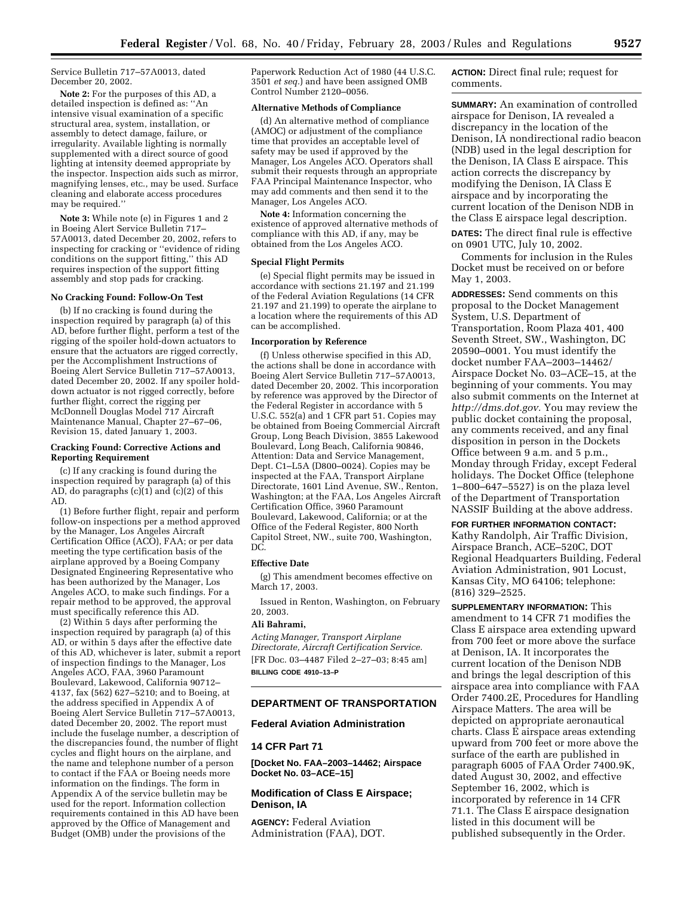Service Bulletin 717–57A0013, dated December 20, 2002.

**Note 2:** For the purposes of this AD, a detailed inspection is defined as: ''An intensive visual examination of a specific structural area, system, installation, or assembly to detect damage, failure, or irregularity. Available lighting is normally supplemented with a direct source of good lighting at intensity deemed appropriate by the inspector. Inspection aids such as mirror, magnifying lenses, etc., may be used. Surface cleaning and elaborate access procedures may be required.''

**Note 3:** While note (e) in Figures 1 and 2 in Boeing Alert Service Bulletin 717–57A0013, dated December 20, 2002, refers to inspecting for cracking or ''evidence of riding conditions on the support fitting,'' this AD requires inspection of the support fitting assembly and stop pads for cracking.

**No Cracking Found: Follow-On Test**

(b) If no cracking is found during the inspection required by paragraph (a) of this AD, before further flight, perform a test of the rigging of the spoiler hold-down actuators to ensure that the actuators are rigged correctly, per the Accomplishment Instructions of Boeing Alert Service Bulletin 717–57A0013, dated December 20, 2002. If any spoiler hold-down actuator is not rigged correctly, before further flight, correct the rigging per McDonnell Douglas Model 717 Aircraft Maintenance Manual, Chapter 27–67–06, Revision 15, dated January 1, 2003.

**Cracking Found: Corrective Actions and Reporting Requirement**

(c) If any cracking is found during the inspection required by paragraph (a) of this AD, do paragraphs (c)(1) and (c)(2) of this AD.

(1) Before further flight, repair and perform follow-on inspections per a method approved by the Manager, Los Angeles Aircraft Certification Office (ACO), FAA; or per data meeting the type certification basis of the airplane approved by a Boeing Company Designated Engineering Representative who has been authorized by the Manager, Los Angeles ACO, to make such findings. For a repair method to be approved, the approval must specifically reference this AD.

(2) Within 5 days after performing the inspection required by paragraph (a) of this AD, or within 5 days after the effective date of this AD, whichever is later, submit a report of inspection findings to the Manager, Los Angeles ACO, FAA, 3960 Paramount Boulevard, Lakewood, California 90712–4137, fax (562) 627–5210; and to Boeing, at the address specified in Appendix A of Boeing Alert Service Bulletin 717–57A0013, dated December 20, 2002. The report must include the fuselage number, a description of the discrepancies found, the number of flight cycles and flight hours on the airplane, and the name and telephone number of a person to contact if the FAA or Boeing needs more information on the findings. The form in Appendix A of the service bulletin may be used for the report. Information collection requirements contained in this AD have been approved by the Office of Management and Budget (OMB) under the provisions of the Paperwork Reduction Act of 1980 (44 U.S.C. 3501 *et seq.*) and have been assigned OMB Control Number 2120–0056.

**Alternative Methods of Compliance**

(d) An alternative method of compliance (AMOC) or adjustment of the compliance time that provides an acceptable level of safety may be used if approved by the Manager, Los Angeles ACO. Operators shall submit their requests through an appropriate FAA Principal Maintenance Inspector, who may add comments and then send it to the Manager, Los Angeles ACO.

**Note 4:** Information concerning the existence of approved alternative methods of compliance with this AD, if any, may be obtained from the Los Angeles ACO.

**Special Flight Permits**

(e) Special flight permits may be issued in accordance with sections 21.197 and 21.199 of the Federal Aviation Regulations (14 CFR 21.197 and 21.199) to operate the airplane to a location where the requirements of this AD can be accomplished.

**Incorporation by Reference**

(f) Unless otherwise specified in this AD, the actions shall be done in accordance with Boeing Alert Service Bulletin 717–57A0013, dated December 20, 2002. This incorporation by reference was approved by the Director of the Federal Register in accordance with 5 U.S.C. 552(a) and 1 CFR part 51. Copies may be obtained from Boeing Commercial Aircraft Group, Long Beach Division, 3855 Lakewood Boulevard, Long Beach, California 90846, Attention: Data and Service Management, Dept. C1–L5A (D800–0024). Copies may be inspected at the FAA, Transport Airplane Directorate, 1601 Lind Avenue, SW., Renton, Washington; at the FAA, Los Angeles Aircraft Certification Office, 3960 Paramount Boulevard, Lakewood, California; or at the Office of the Federal Register, 800 North Capitol Street, NW., suite 700, Washington, DC.

**Effective Date**

(g) This amendment becomes effective on March 17, 2003.

Issued in Renton, Washington, on February 20, 2003.

**Ali Bahrami,**

*Acting Manager, Transport Airplane Directorate, Aircraft Certification Service.*

[FR Doc. 03–4487 Filed 2–27–03; 8:45 am]

**BILLING CODE 4910–13–P**

## DEPARTMENT OF TRANSPORTATION

## Federal Aviation Administration

## 14 CFR Part 71

**[Docket No. FAA–2003–14462; Airspace Docket No. 03–ACE–15]**

## Modification of Class E Airspace; Denison, IA

**AGENCY:** Federal Aviation Administration (FAA), DOT.

**ACTION:** Direct final rule; request for comments.

**SUMMARY:** An examination of controlled airspace for Denison, IA revealed a discrepancy in the location of the Denison, IA nondirectional radio beacon (NDB) used in the legal description for the Denison, IA Class E airspace. This action corrects the discrepancy by modifying the Denison, IA Class E airspace and by incorporating the current location of the Denison NDB in the Class E airspace legal description.

**DATES:** The direct final rule is effective on 0901 UTC, July 10, 2002.

Comments for inclusion in the Rules Docket must be received on or before May 1, 2003.

**ADDRESSES:** Send comments on this proposal to the Docket Management System, U.S. Department of Transportation, Room Plaza 401, 400 Seventh Street, SW., Washington, DC 20590–0001. You must identify the docket number FAA–2003–14462/ Airspace Docket No. 03–ACE–15, at the beginning of your comments. You may also submit comments on the Internet at *http://dms.dot.gov.* You may review the public docket containing the proposal, any comments received, and any final disposition in person in the Dockets Office between 9 a.m. and 5 p.m., Monday through Friday, except Federal holidays. The Docket Office (telephone 1–800–647–5527) is on the plaza level of the Department of Transportation NASSIF Building at the above address.

**FOR FURTHER INFORMATION CONTACT:** Kathy Randolph, Air Traffic Division, Airspace Branch, ACE–520C, DOT Regional Headquarters Building, Federal Aviation Administration, 901 Locust, Kansas City, MO 64106; telephone: (816) 329–2525.

**SUPPLEMENTARY INFORMATION:** This amendment to 14 CFR 71 modifies the Class E airspace area extending upward from 700 feet or more above the surface at Denison, IA. It incorporates the current location of the Denison NDB and brings the legal description of this airspace area into compliance with FAA Order 7400.2E, Procedures for Handling Airspace Matters. The area will be depicted on appropriate aeronautical charts. Class E airspace areas extending upward from 700 feet or more above the surface of the earth are published in paragraph 6005 of FAA Order 7400.9K, dated August 30, 2002, and effective September 16, 2002, which is incorporated by reference in 14 CFR 71.1. The Class E airspace designation listed in this document will be published subsequently in the Order.